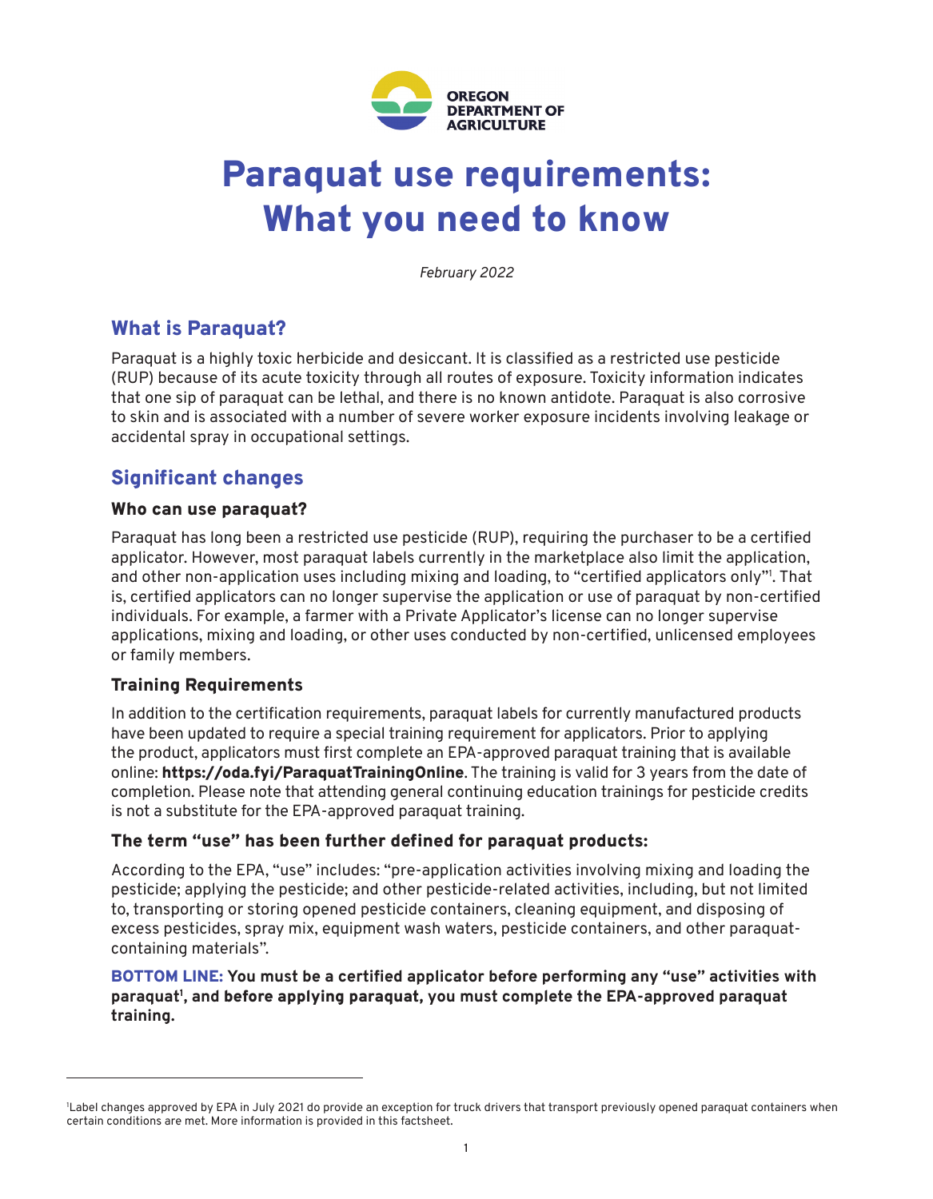OREGON DEPARTMENT OF AGRICULTURE

# Paraquat use requirements: What you need to know

*February 2022*

## What is Paraquat?

Paraquat is a highly toxic herbicide and desiccant. It is classified as a restricted use pesticide (RUP) because of its acute toxicity through all routes of exposure. Toxicity information indicates that one sip of paraquat can be lethal, and there is no known antidote. Paraquat is also corrosive to skin and is associated with a number of severe worker exposure incidents involving leakage or accidental spray in occupational settings.

## Significant changes

### Who can use paraquat?

Paraquat has long been a restricted use pesticide (RUP), requiring the purchaser to be a certified applicator. However, most paraquat labels currently in the marketplace also limit the application, and other non-application uses including mixing and loading, to "certified applicators only"[1]. That is, certified applicators can no longer supervise the application or use of paraquat by non-certified individuals. For example, a farmer with a Private Applicator's license can no longer supervise applications, mixing and loading, or other uses conducted by non-certified, unlicensed employees or family members.

### Training Requirements

In addition to the certification requirements, paraquat labels for currently manufactured products have been updated to require a special training requirement for applicators. Prior to applying the product, applicators must first complete an EPA-approved paraquat training that is available online: **https://oda.fyi/ParaquatTrainingOnline**. The training is valid for 3 years from the date of completion. Please note that attending general continuing education trainings for pesticide credits is not a substitute for the EPA-approved paraquat training.

### The term "use" has been further defined for paraquat products:

According to the EPA, "use" includes: "pre-application activities involving mixing and loading the pesticide; applying the pesticide; and other pesticide-related activities, including, but not limited to, transporting or storing opened pesticide containers, cleaning equipment, and disposing of excess pesticides, spray mix, equipment wash waters, pesticide containers, and other paraquat-containing materials".

**BOTTOM LINE: You must be a certified applicator before performing any "use" activities with paraquat[1], and before applying paraquat, you must complete the EPA-approved paraquat training.**

---

[1]Label changes approved by EPA in July 2021 do provide an exception for truck drivers that transport previously opened paraquat containers when certain conditions are met. More information is provided in this factsheet.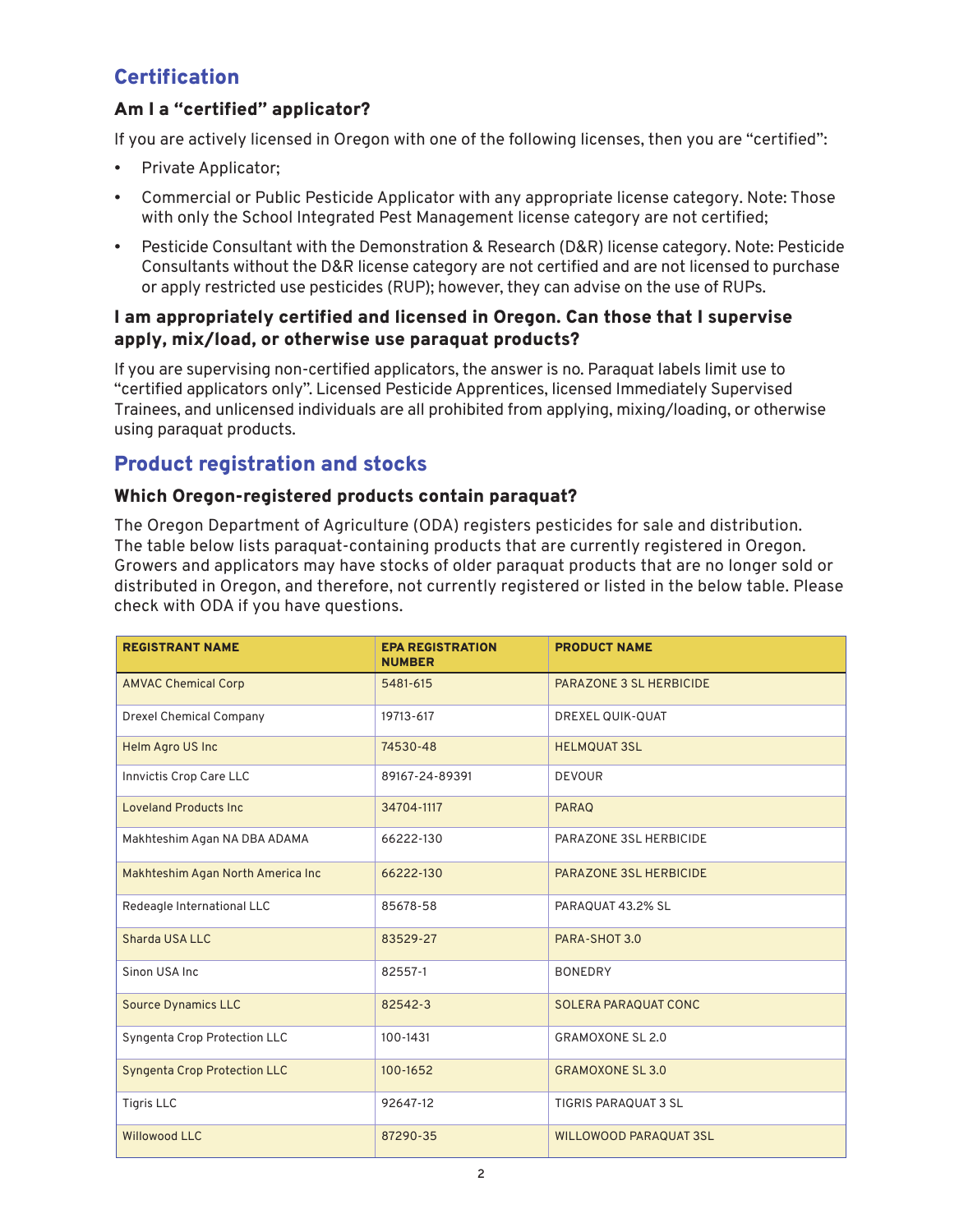## Certification

### Am I a "certified" applicator?

If you are actively licensed in Oregon with one of the following licenses, then you are "certified":

- Private Applicator;
- Commercial or Public Pesticide Applicator with any appropriate license category. Note: Those with only the School Integrated Pest Management license category are not certified;
- Pesticide Consultant with the Demonstration & Research (D&R) license category. Note: Pesticide Consultants without the D&R license category are not certified and are not licensed to purchase or apply restricted use pesticides (RUP); however, they can advise on the use of RUPs.

### I am appropriately certified and licensed in Oregon. Can those that I supervise apply, mix/load, or otherwise use paraquat products?

If you are supervising non-certified applicators, the answer is no. Paraquat labels limit use to "certified applicators only". Licensed Pesticide Apprentices, licensed Immediately Supervised Trainees, and unlicensed individuals are all prohibited from applying, mixing/loading, or otherwise using paraquat products.

## Product registration and stocks

### Which Oregon-registered products contain paraquat?

The Oregon Department of Agriculture (ODA) registers pesticides for sale and distribution. The table below lists paraquat-containing products that are currently registered in Oregon. Growers and applicators may have stocks of older paraquat products that are no longer sold or distributed in Oregon, and therefore, not currently registered or listed in the below table. Please check with ODA if you have questions.

| REGISTRANT NAME | EPA REGISTRATION NUMBER | PRODUCT NAME |
|---|---|---|
| AMVAC Chemical Corp | 5481-615 | PARAZONE 3 SL HERBICIDE |
| Drexel Chemical Company | 19713-617 | DREXEL QUIK-QUAT |
| Helm Agro US Inc | 74530-48 | HELMQUAT 3SL |
| Innvictis Crop Care LLC | 89167-24-89391 | DEVOUR |
| Loveland Products Inc | 34704-1117 | PARAQ |
| Makhteshim Agan NA DBA ADAMA | 66222-130 | PARAZONE 3SL HERBICIDE |
| Makhteshim Agan North America Inc | 66222-130 | PARAZONE 3SL HERBICIDE |
| Redeagle International LLC | 85678-58 | PARAQUAT 43.2% SL |
| Sharda USA LLC | 83529-27 | PARA-SHOT 3.0 |
| Sinon USA Inc | 82557-1 | BONEDRY |
| Source Dynamics LLC | 82542-3 | SOLERA PARAQUAT CONC |
| Syngenta Crop Protection LLC | 100-1431 | GRAMOXONE SL 2.0 |
| Syngenta Crop Protection LLC | 100-1652 | GRAMOXONE SL 3.0 |
| Tigris LLC | 92647-12 | TIGRIS PARAQUAT 3 SL |
| Willowood LLC | 87290-35 | WILLOWOOD PARAQUAT 3SL |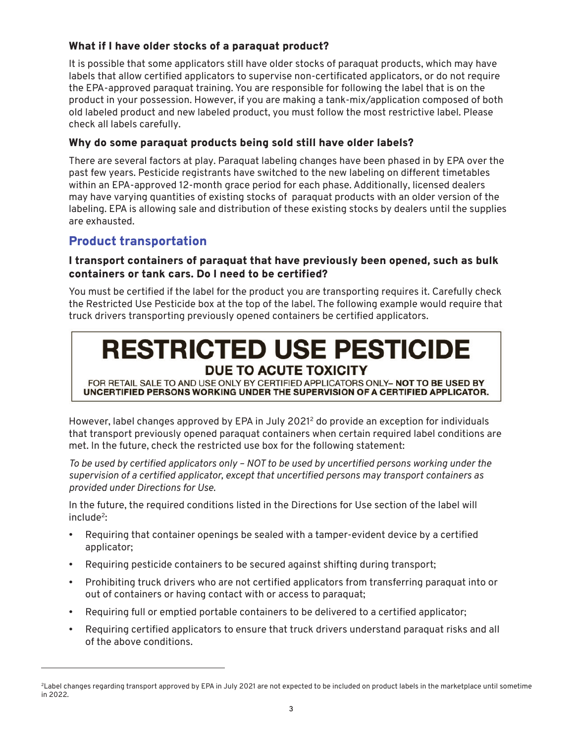### What if I have older stocks of a paraquat product?

It is possible that some applicators still have older stocks of paraquat products, which may have labels that allow certified applicators to supervise non-certificated applicators, or do not require the EPA-approved paraquat training. You are responsible for following the label that is on the product in your possession. However, if you are making a tank-mix/application composed of both old labeled product and new labeled product, you must follow the most restrictive label. Please check all labels carefully.

### Why do some paraquat products being sold still have older labels?

There are several factors at play. Paraquat labeling changes have been phased in by EPA over the past few years. Pesticide registrants have switched to the new labeling on different timetables within an EPA-approved 12-month grace period for each phase. Additionally, licensed dealers may have varying quantities of existing stocks of paraquat products with an older version of the labeling. EPA is allowing sale and distribution of these existing stocks by dealers until the supplies are exhausted.

## Product transportation

### I transport containers of paraquat that have previously been opened, such as bulk containers or tank cars. Do I need to be certified?

You must be certified if the label for the product you are transporting requires it. Carefully check the Restricted Use Pesticide box at the top of the label. The following example would require that truck drivers transporting previously opened containers be certified applicators.

> **RESTRICTED USE PESTICIDE**
>
> **DUE TO ACUTE TOXICITY**
>
> FOR RETAIL SALE TO AND USE ONLY BY CERTIFIED APPLICATORS ONLY– **NOT TO BE USED BY UNCERTIFIED PERSONS WORKING UNDER THE SUPERVISION OF A CERTIFIED APPLICATOR.**

However, label changes approved by EPA in July 2021[2] do provide an exception for individuals that transport previously opened paraquat containers when certain required label conditions are met. In the future, check the restricted use box for the following statement:

*To be used by certified applicators only – NOT to be used by uncertified persons working under the supervision of a certified applicator, except that uncertified persons may transport containers as provided under Directions for Use.*

In the future, the required conditions listed in the Directions for Use section of the label will include[2]:

- Requiring that container openings be sealed with a tamper-evident device by a certified applicator;
- Requiring pesticide containers to be secured against shifting during transport;
- Prohibiting truck drivers who are not certified applicators from transferring paraquat into or out of containers or having contact with or access to paraquat;
- Requiring full or emptied portable containers to be delivered to a certified applicator;
- Requiring certified applicators to ensure that truck drivers understand paraquat risks and all of the above conditions.

---

[2] Label changes regarding transport approved by EPA in July 2021 are not expected to be included on product labels in the marketplace until sometime in 2022.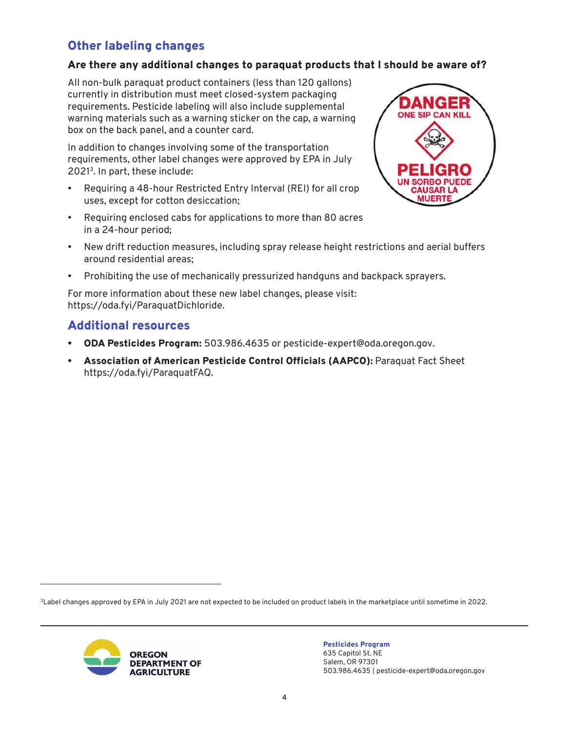## Other labeling changes

### Are there any additional changes to paraquat products that I should be aware of?

All non-bulk paraquat product containers (less than 120 gallons) currently in distribution must meet closed-system packaging requirements. Pesticide labeling will also include supplemental warning materials such as a warning sticker on the cap, a warning box on the back panel, and a counter card.

DANGER
ONE SIP CAN KILL
PELIGRO
UN SORBO PUEDE CAUSAR LA MUERTE

In addition to changes involving some of the transportation requirements, other label changes were approved by EPA in July 2021[3]. In part, these include:

- Requiring a 48-hour Restricted Entry Interval (REI) for all crop uses, except for cotton desiccation;
- Requiring enclosed cabs for applications to more than 80 acres in a 24-hour period;
- New drift reduction measures, including spray release height restrictions and aerial buffers around residential areas;
- Prohibiting the use of mechanically pressurized handguns and backpack sprayers.

For more information about these new label changes, please visit: https://oda.fyi/ParaquatDichloride.

## Additional resources

- **ODA Pesticides Program:** 503.986.4635 or pesticide-expert@oda.oregon.gov.
- **Association of American Pesticide Control Officials (AAPCO):** Paraquat Fact Sheet https://oda.fyi/ParaquatFAQ.

[3] Label changes approved by EPA in July 2021 are not expected to be included on product labels in the marketplace until sometime in 2022.

OREGON DEPARTMENT OF AGRICULTURE

**Pesticides Program**
635 Capitol St. NE
Salem, OR 97301
503.986.4635 | pesticide-expert@oda.oregon.gov